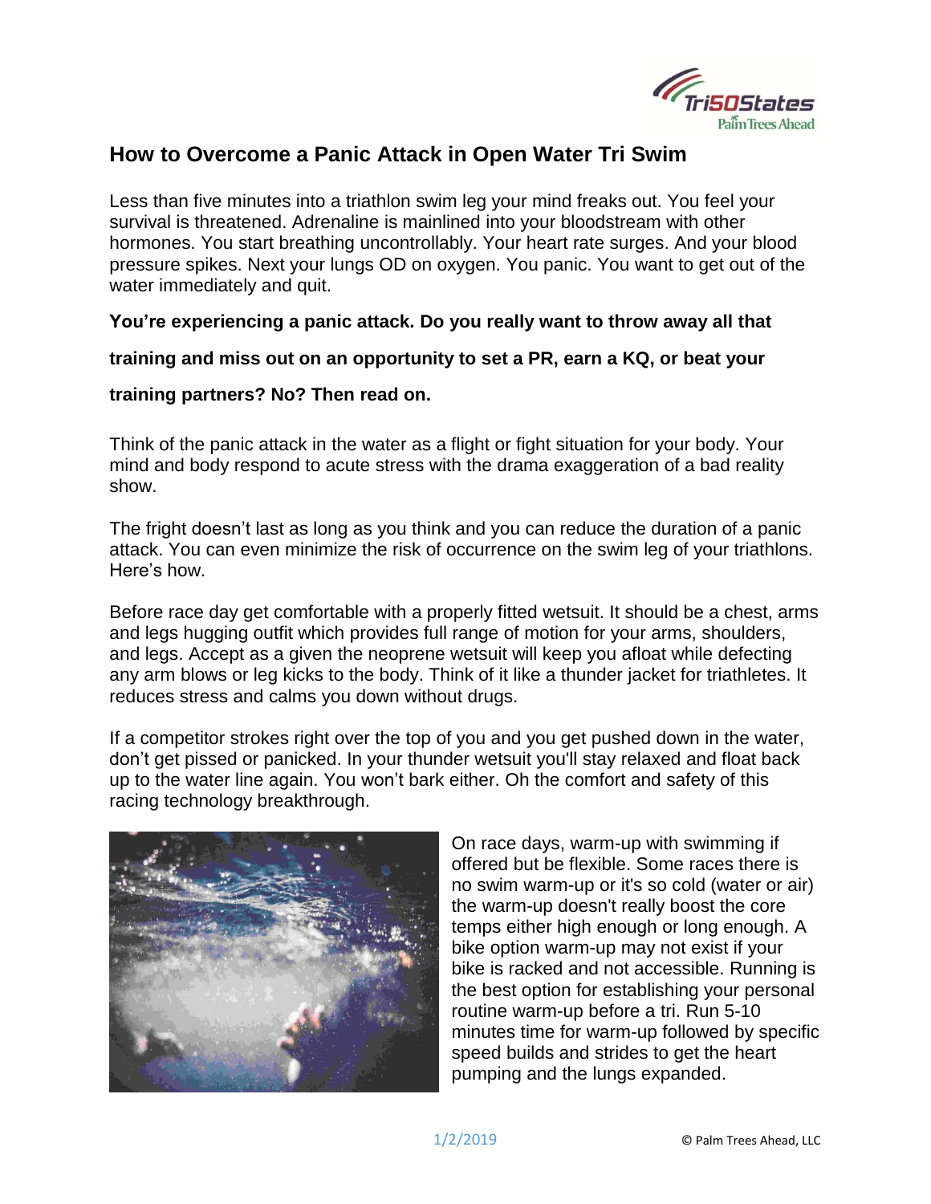# How to Overcome a Panic Attack in Open Water Tri Swim

Less than five minutes into a triathlon swim leg your mind freaks out. You feel your survival is threatened. Adrenaline is mainlined into your bloodstream with other hormones. You start breathing uncontrollably. Your heart rate surges. And your blood pressure spikes. Next your lungs OD on oxygen. You panic. You want to get out of the water immediately and quit.

**You're experiencing a panic attack. Do you really want to throw away all that training and miss out on an opportunity to set a PR, earn a KQ, or beat your training partners? No? Then read on.**

Think of the panic attack in the water as a flight or fight situation for your body. Your mind and body respond to acute stress with the drama exaggeration of a bad reality show.

The fright doesn't last as long as you think and you can reduce the duration of a panic attack. You can even minimize the risk of occurrence on the swim leg of your triathlons. Here's how.

Before race day get comfortable with a properly fitted wetsuit. It should be a chest, arms and legs hugging outfit which provides full range of motion for your arms, shoulders, and legs. Accept as a given the neoprene wetsuit will keep you afloat while defecting any arm blows or leg kicks to the body. Think of it like a thunder jacket for triathletes. It reduces stress and calms you down without drugs.

If a competitor strokes right over the top of you and you get pushed down in the water, don't get pissed or panicked. In your thunder wetsuit you'll stay relaxed and float back up to the water line again. You won't bark either. Oh the comfort and safety of this racing technology breakthrough.

On race days, warm-up with swimming if offered but be flexible. Some races there is no swim warm-up or it's so cold (water or air) the warm-up doesn't really boost the core temps either high enough or long enough. A bike option warm-up may not exist if your bike is racked and not accessible. Running is the best option for establishing your personal routine warm-up before a tri. Run 5-10 minutes time for warm-up followed by specific speed builds and strides to get the heart pumping and the lungs expanded.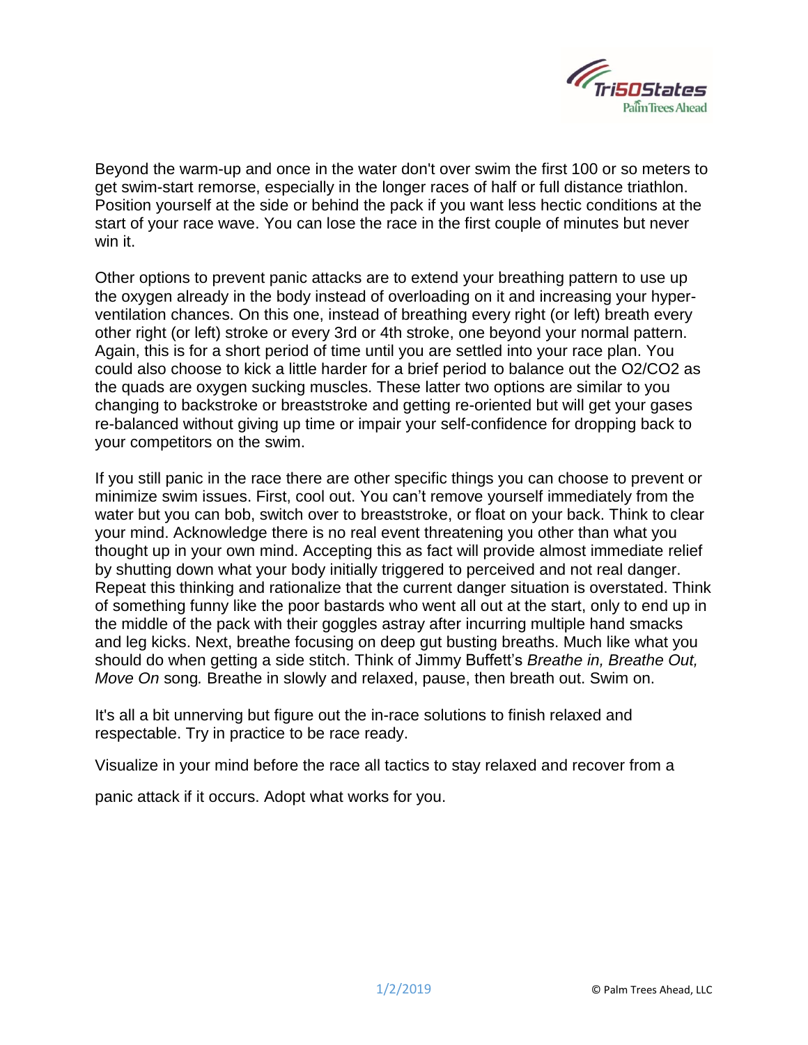Beyond the warm-up and once in the water don't over swim the first 100 or so meters to get swim-start remorse, especially in the longer races of half or full distance triathlon. Position yourself at the side or behind the pack if you want less hectic conditions at the start of your race wave. You can lose the race in the first couple of minutes but never win it.

Other options to prevent panic attacks are to extend your breathing pattern to use up the oxygen already in the body instead of overloading on it and increasing your hyper-ventilation chances. On this one, instead of breathing every right (or left) breath every other right (or left) stroke or every 3rd or 4th stroke, one beyond your normal pattern. Again, this is for a short period of time until you are settled into your race plan. You could also choose to kick a little harder for a brief period to balance out the $O_2/CO_2$ as the quads are oxygen sucking muscles. These latter two options are similar to you changing to backstroke or breaststroke and getting re-oriented but will get your gases re-balanced without giving up time or impair your self-confidence for dropping back to your competitors on the swim.

If you still panic in the race there are other specific things you can choose to prevent or minimize swim issues. First, cool out. You can't remove yourself immediately from the water but you can bob, switch over to breaststroke, or float on your back. Think to clear your mind. Acknowledge there is no real event threatening you other than what you thought up in your own mind. Accepting this as fact will provide almost immediate relief by shutting down what your body initially triggered to perceived and not real danger. Repeat this thinking and rationalize that the current danger situation is overstated. Think of something funny like the poor bastards who went all out at the start, only to end up in the middle of the pack with their goggles astray after incurring multiple hand smacks and leg kicks. Next, breathe focusing on deep gut busting breaths. Much like what you should do when getting a side stitch. Think of Jimmy Buffett's *Breathe in, Breathe Out, Move On* song*.* Breathe in slowly and relaxed, pause, then breath out. Swim on.

It's all a bit unnerving but figure out the in-race solutions to finish relaxed and respectable. Try in practice to be race ready.

Visualize in your mind before the race all tactics to stay relaxed and recover from a panic attack if it occurs. Adopt what works for you.